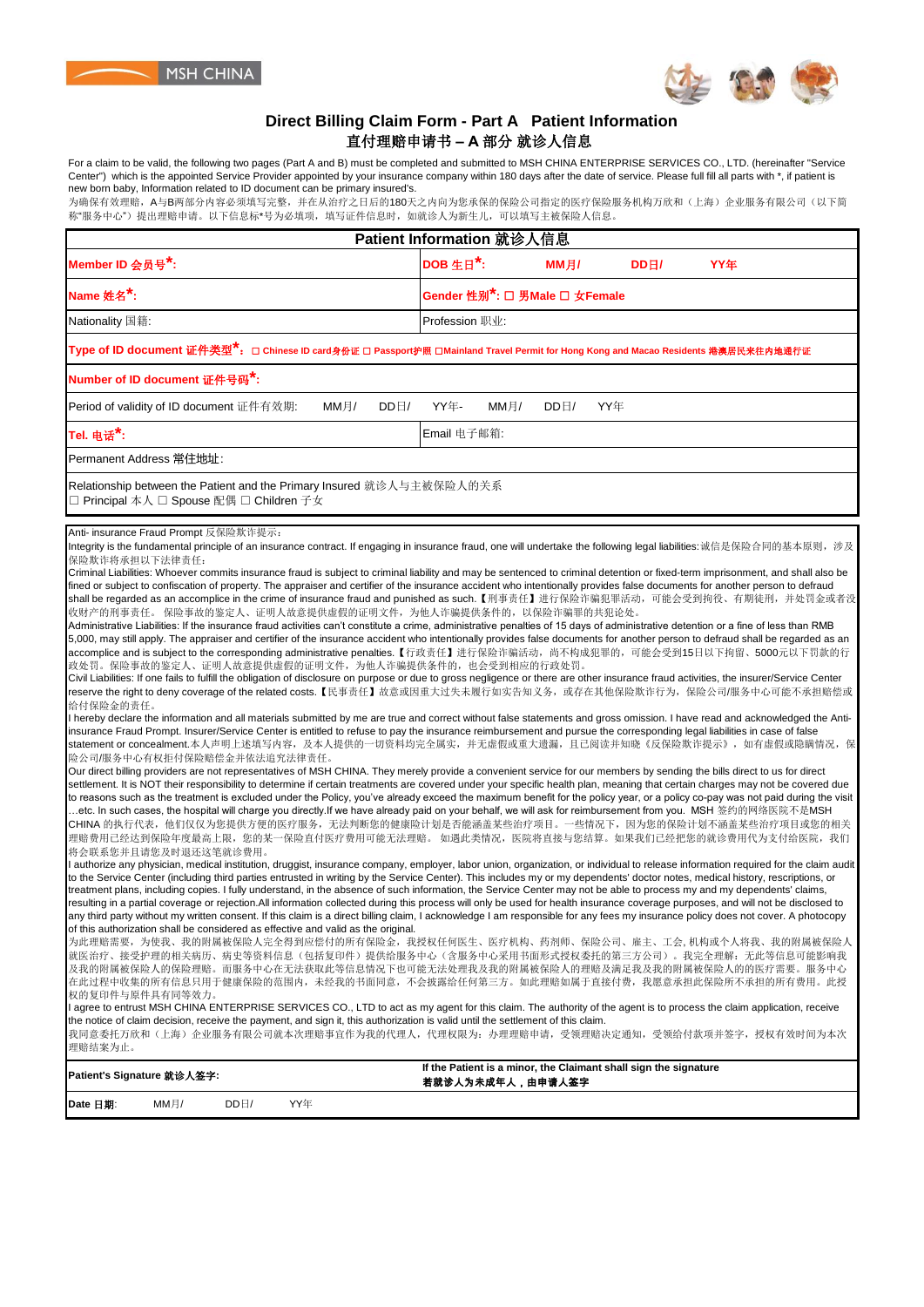MSH CHINA

# Direct Billing Claim Form - Part A  Patient Information
## 直付理赔申请书 – A 部分 就诊人信息

For a claim to be valid, the following two pages (Part A and B) must be completed and submitted to MSH CHINA ENTERPRISE SERVICES CO., LTD. (hereinafter "Service Center") which is the appointed Service Provider appointed by your insurance company within 180 days after the date of service. Please full fill all parts with *, if patient is new born baby, Information related to ID document can be primary insured's.
为确保有效理赔，A与B两部分内容必须填写完整，并在从治疗之日后的180天之内向为您承保的保险公司指定的医疗保险服务机构万欣和（上海）企业服务有限公司（以下简称"服务中心"）提出理赔申请。以下信息标*号为必填项，填写证件信息时，如就诊人为新生儿，可以填写主被保险人信息。

| Patient Information 就诊人信息 | |
|---|---|
| **Member ID 会员号*:** | **DOB 生日*:** MM月/ DD日/ YY年 |
| **Name 姓名*:** | **Gender 性别*:** ☐ 男Male ☐ 女Female |
| Nationality 国籍: | Profession 职业: |
| **Type of ID document 证件类型*:** ☐ Chinese ID card身份证 ☐ Passport护照 ☐Mainland Travel Permit for Hong Kong and Macao Residents 港澳居民来往内地通行证 | |
| **Number of ID document 证件号码*:** | |
| Period of validity of ID document 证件有效期: MM月/ DD日/ YY年- MM月/ DD日/ YY年 | |
| **Tel. 电话*:** | Email 电子邮箱: |
| Permanent Address 常住地址: | |
| Relationship between the Patient and the Primary Insured 就诊人与主被保险人的关系<br>☐ Principal 本人 ☐ Spouse 配偶 ☐ Children 子女 | |

Anti- insurance Fraud Prompt 反保险欺诈提示：
Integrity is the fundamental principle of an insurance contract. If engaging in insurance fraud, one will undertake the following legal liabilities: 诚信是保险合同的基本原则，涉及保险欺诈将承担以下法律责任：
Criminal Liabilities: Whoever commits insurance fraud is subject to criminal liability and may be sentenced to criminal detention or fixed-term imprisonment, and shall also be fined or subject to confiscation of property. The appraiser and certifier of the insurance accident who intentionally provides false documents for another person to defraud shall be regarded as an accomplice in the crime of insurance fraud and punished as such.【刑事责任】进行保险诈骗犯罪活动，可能会受到拘役、有期徒刑，并处罚金或者没收财产的刑事责任。保险事故的鉴定人、证明人故意提供虚假的证明文件，为他人诈骗提供条件的，以保险诈骗罪的共犯论处。
Administrative Liabilities: If the insurance fraud activities can't constitute a crime, administrative penalties of 15 days of administrative detention or a fine of less than RMB 5,000, may still apply. The appraiser and certifier of the insurance accident who intentionally provides false documents for another person to defraud shall be regarded as an accomplice and is subject to the corresponding administrative penalties.【行政责任】进行保险诈骗活动，尚不构成犯罪的，可能会受到15日以下拘留、5000元以下罚款的行政处罚。保险事故的鉴定人、证明人故意提供虚假的证明文件，为他人诈骗提供条件的，也会受到相应的行政处罚。
Civil Liabilities: If one fails to fulfill the obligation of disclosure on purpose or due to gross negligence or there are other insurance fraud activities, the insurer/Service Center reserve the right to deny coverage of the related costs.【民事责任】故意或因重大过失未履行如实告知义务，或存在其他保险欺诈行为，保险公司/服务中心可能不承担赔偿或给付保险金的责任。
I hereby declare the information and all materials submitted by me are true and correct without false statements and gross omission. I have read and acknowledged the Anti-insurance Fraud Prompt. Insurer/Service Center is entitled to refuse to pay the insurance reimbursement and pursue the corresponding legal liabilities in case of false statement or concealment.本人声明上述填写内容，及本人提供的一切资料均完全属实，并无虚假或重大遗漏，且已阅读并知晓《反保险欺诈提示》，如有虚假或隐瞒情况，保险公司/服务中心有权拒付保险赔偿金并依法追究法律责任。
Our direct billing providers are not representatives of MSH CHINA. They merely provide a convenient service for our members by sending the bills direct to us for direct settlement. It is NOT their responsibility to determine if certain treatments are covered under your specific health plan, meaning that certain charges may not be covered due to reasons such as the treatment is excluded under the Policy, you've already exceed the maximum benefit for the policy year, or a policy co-pay was not paid during the visit …etc. In such cases, the hospital will charge you directly.If we have already paid on your behalf, we will ask for reimbursement from you. MSH 签约的网络医院不是MSH CHINA 的执行代表，他们仅仅为您提供方便的医疗服务，无法判断您的健康险计划是否能涵盖某些治疗项目。一些情况下，因为您的保险计划不涵盖某些治疗项目或您的相关理赔费用已经达到保险年度最高上限，您的某一保险直付医疗费用可能无法理赔。如遇此类情况，医院将直接与您结算。如果我们已经把您的就诊费用代为支付给医院，我们将会联系您并且请您及时退还这笔就诊费用。
I authorize any physician, medical institution, druggist, insurance company, employer, labor union, organization, or individual to release information required for the claim audit to the Service Center (including third parties entrusted in writing by the Service Center). This includes my or my dependents' doctor notes, medical history, rescriptions, or treatment plans, including copies. I fully understand, in the absence of such information, the Service Center may not be able to process my and my dependents' claims, resulting in a partial coverage or rejection.All information collected during this process will only be used for health insurance coverage purposes, and will not be disclosed to any third party without my written consent. If this claim is a direct billing claim, I acknowledge I am responsible for any fees my insurance policy does not cover. A photocopy of this authorization shall be considered as effective and valid as the original.
为此理赔需要，为使我、我的附属被保险人完全得到应偿付的所有保险金，我授权任何医生、医疗机构、药剂师、保险公司、雇主、工会, 机构或个人将我、我的附属被保险人就医治疗、接受护理的相关病历、病史等资料信息（包括复印件）提供给服务中心（含服务中心采用书面形式授权委托的第三方公司）。我完全理解：无此等信息可能影响我及我的附属被保险人的保险理赔。而服务中心在无法获取此等信息情况下也可能无法处理我及我的附属被保险人的理赔及满足我及我的附属被保险人的医疗需要。服务中心在此过程中收集的所有信息只用于健康保险的范围内，未经我的书面同意，不会披露给任何第三方。如此理赔如属于直接付费，我愿意承担此保险所不承担的所有费用。此授权的复印件与原件具有同等效力。
I agree to entrust MSH CHINA ENTERPRISE SERVICES CO., LTD to act as my agent for this claim. The authority of the agent is to process the claim application, receive the notice of claim decision, receive the payment, and sign it, this authorization is valid until the settlement of this claim.
我同意委托万欣和（上海）企业服务有限公司就本次理赔事宜作为我的代理人，代理权限为：办理理赔申请，受领理赔决定通知，受领给付款项并签字，授权有效时间为本次理赔结案为止。

| **Patient's Signature 就诊人签字:** | **If the Patient is a minor, the Claimant shall sign the signature 若就诊人为未成年人，由申请人签字** |
|---|---|
| **Date 日期**: MM月/ DD日/ YY年 | |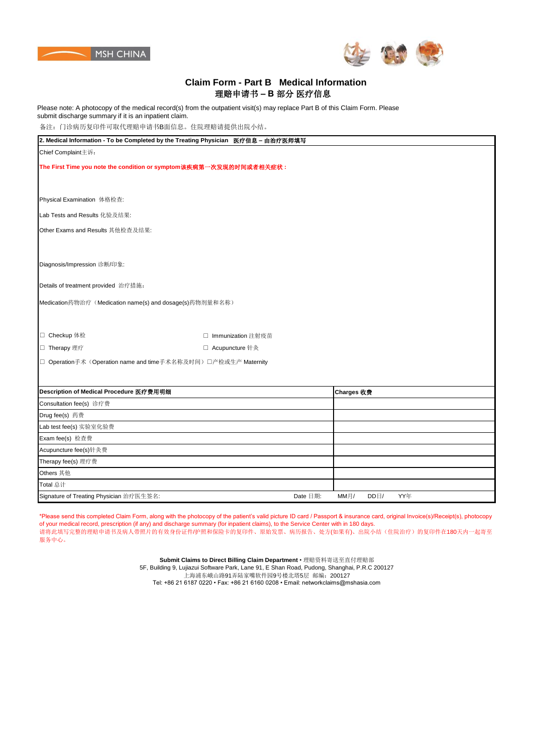MSH CHINA

# Claim Form - Part B Medical Information
## 理赔申请书 – B 部分 医疗信息

Please note: A photocopy of the medical record(s) from the outpatient visit(s) may replace Part B of this Claim Form. Please submit discharge summary if it is an inpatient claim.

备注：门诊病历复印件可取代理赔申请书B面信息。住院理赔请提供出院小结。

**2. Medical Information - To be Completed by the Treating Physician 医疗信息 – 由治疗医师填写**

Chief Complaint主诉：

**The First Time you note the condition or symptom该疾病第一次发现的时间或者相关症状：**

Physical Examination 体格检查:

Lab Tests and Results 化验及结果:

Other Exams and Results 其他检查及结果:

Diagnosis/Impression 诊断/印象:

Details of treatment provided 治疗措施：

Medication药物治疗（Medication name(s) and dosage(s)药物剂量和名称）

☐ Checkup 体检 ☐ Immunization 注射疫苗

☐ Therapy 理疗 ☐ Acupuncture 针灸

☐ Operation手术（Operation name and time手术名称及时间）☐产检或生产 Maternity

| **Description of Medical Procedure 医疗费用明细** | **Charges 收费** |
|---|---|
| Consultation fee(s) 诊疗费 | |
| Drug fee(s) 药费 | |
| Lab test fee(s) 实验室化验费 | |
| Exam fee(s) 检查费 | |
| Acupuncture fee(s)针灸费 | |
| Therapy fee(s) 理疗费 | |
| Others 其他 | |
| Total 总计 | |
| Signature of Treating Physician 治疗医生签名: Date 日期: | MM月/ DD日/ YY年 |

*Please send this completed Claim Form, along with the photocopy of the patient's valid picture ID card / Passport & insurance card, original Invoice(s)/Receipt(s), photocopy of your medical record, prescription (if any) and discharge summary (for inpatient claims), to the Service Center with in 180 days.

请将此填写完整的理赔申请书及病人带照片的有效身份证件/护照和保险卡的复印件、原始发票、病历报告、处方(如果有)、出院小结（住院治疗）的复印件在180天内一起寄至服务中心。

**Submit Claims to Direct Billing Claim Department** • 理赔资料寄送至直付理赔部

5F, Building 9, Lujiazui Software Park, Lane 91, E Shan Road, Pudong, Shanghai, P.R.C 200127

上海浦东峨山路91弄陆家嘴软件园9号楼北塔5层 邮编：200127

Tel: +86 21 6187 0220 • Fax: +86 21 6160 0208 • Email: networkclaims@mshasia.com